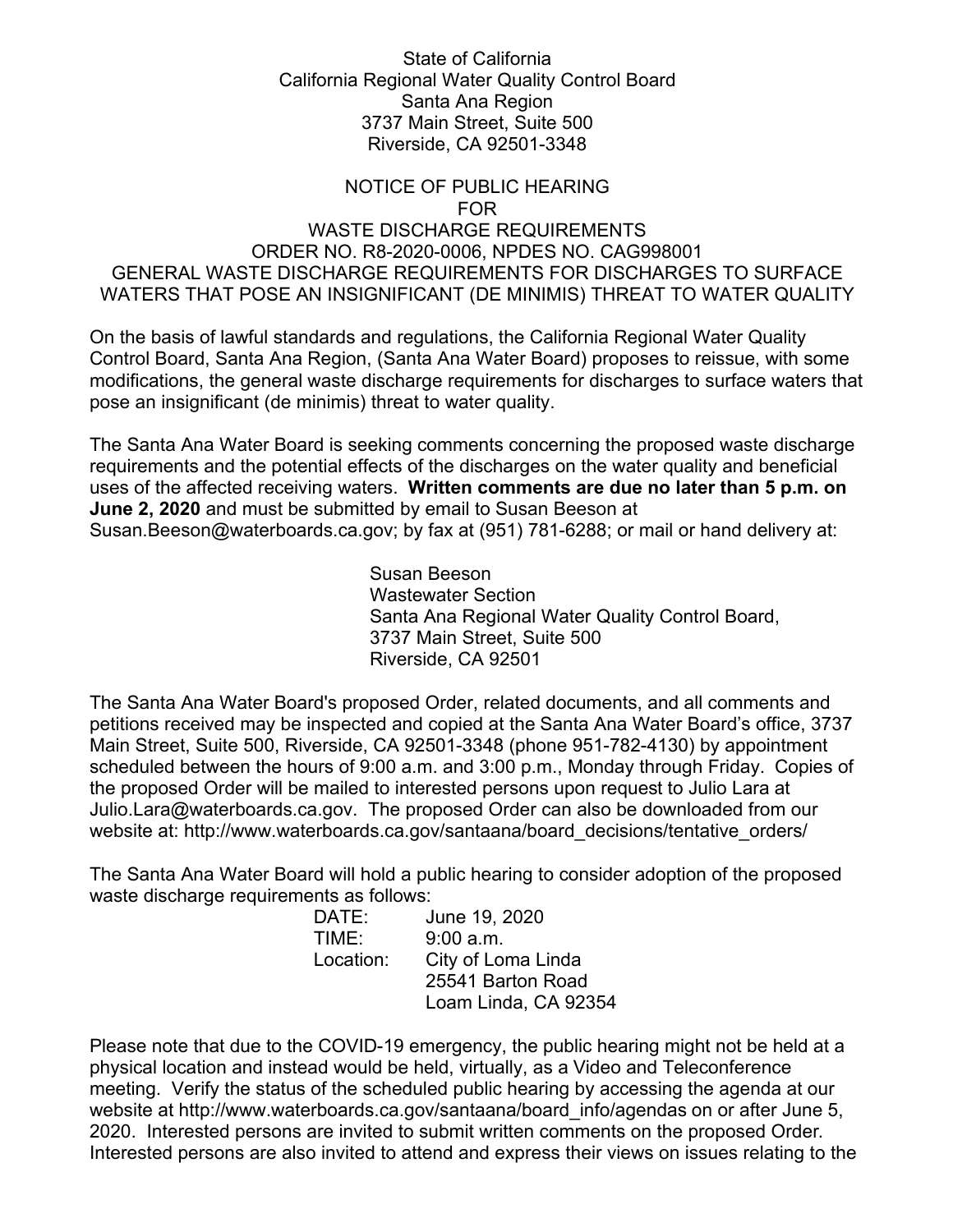State of California
California Regional Water Quality Control Board
Santa Ana Region
3737 Main Street, Suite 500
Riverside, CA 92501-3348

# NOTICE OF PUBLIC HEARING FOR WASTE DISCHARGE REQUIREMENTS ORDER NO. R8-2020-0006, NPDES NO. CAG998001 GENERAL WASTE DISCHARGE REQUIREMENTS FOR DISCHARGES TO SURFACE WATERS THAT POSE AN INSIGNIFICANT (DE MINIMIS) THREAT TO WATER QUALITY

On the basis of lawful standards and regulations, the California Regional Water Quality Control Board, Santa Ana Region, (Santa Ana Water Board) proposes to reissue, with some modifications, the general waste discharge requirements for discharges to surface waters that pose an insignificant (de minimis) threat to water quality.

The Santa Ana Water Board is seeking comments concerning the proposed waste discharge requirements and the potential effects of the discharges on the water quality and beneficial uses of the affected receiving waters. **Written comments are due no later than 5 p.m. on June 2, 2020** and must be submitted by email to Susan Beeson at Susan.Beeson@waterboards.ca.gov; by fax at (951) 781-6288; or mail or hand delivery at:

Susan Beeson
Wastewater Section
Santa Ana Regional Water Quality Control Board,
3737 Main Street, Suite 500
Riverside, CA 92501

The Santa Ana Water Board's proposed Order, related documents, and all comments and petitions received may be inspected and copied at the Santa Ana Water Board's office, 3737 Main Street, Suite 500, Riverside, CA 92501-3348 (phone 951-782-4130) by appointment scheduled between the hours of 9:00 a.m. and 3:00 p.m., Monday through Friday. Copies of the proposed Order will be mailed to interested persons upon request to Julio Lara at Julio.Lara@waterboards.ca.gov. The proposed Order can also be downloaded from our website at: http://www.waterboards.ca.gov/santaana/board_decisions/tentative_orders/

The Santa Ana Water Board will hold a public hearing to consider adoption of the proposed waste discharge requirements as follows:

DATE: June 19, 2020
TIME: 9:00 a.m.
Location: City of Loma Linda
25541 Barton Road
Loam Linda, CA 92354

Please note that due to the COVID-19 emergency, the public hearing might not be held at a physical location and instead would be held, virtually, as a Video and Teleconference meeting. Verify the status of the scheduled public hearing by accessing the agenda at our website at http://www.waterboards.ca.gov/santaana/board_info/agendas on or after June 5, 2020. Interested persons are invited to submit written comments on the proposed Order. Interested persons are also invited to attend and express their views on issues relating to the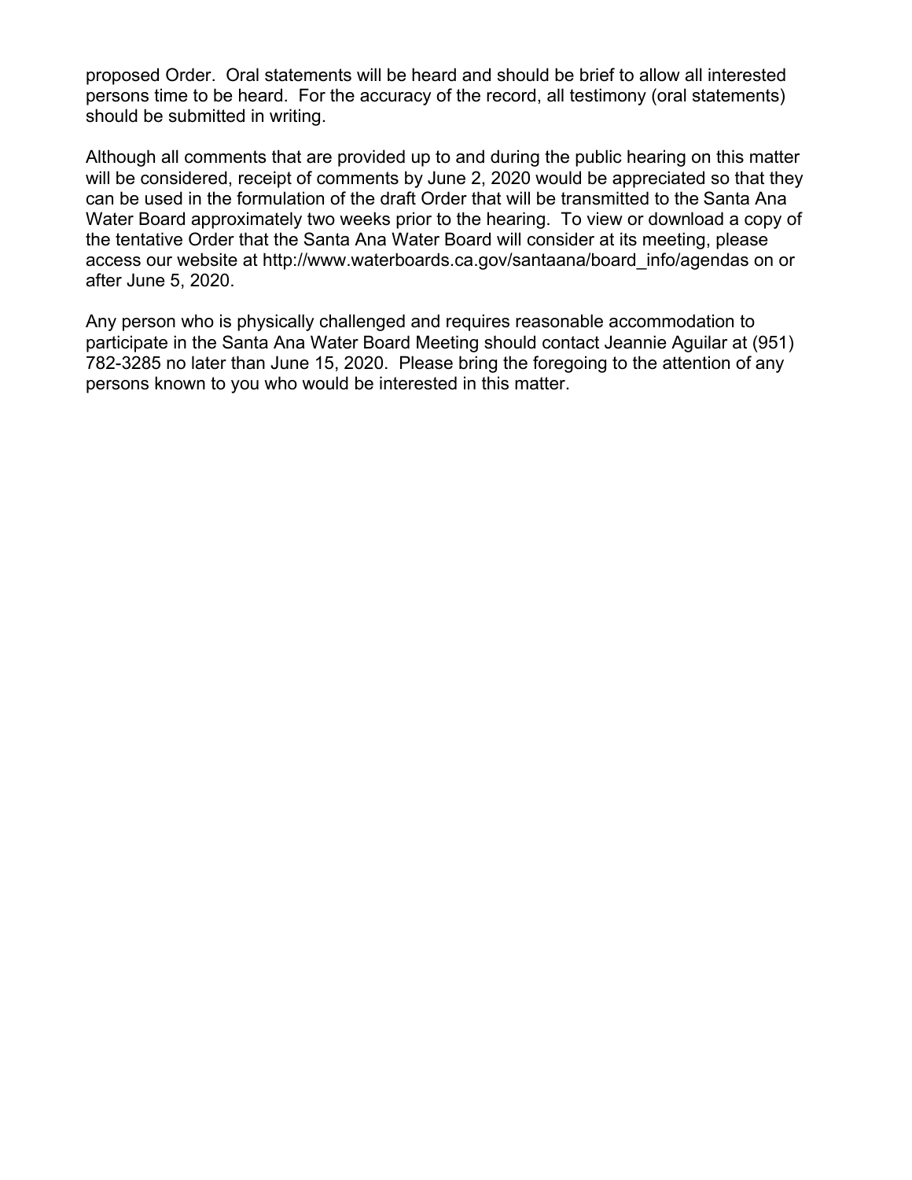proposed Order. Oral statements will be heard and should be brief to allow all interested persons time to be heard. For the accuracy of the record, all testimony (oral statements) should be submitted in writing.

Although all comments that are provided up to and during the public hearing on this matter will be considered, receipt of comments by June 2, 2020 would be appreciated so that they can be used in the formulation of the draft Order that will be transmitted to the Santa Ana Water Board approximately two weeks prior to the hearing. To view or download a copy of the tentative Order that the Santa Ana Water Board will consider at its meeting, please access our website at http://www.waterboards.ca.gov/santaana/board_info/agendas on or after June 5, 2020.

Any person who is physically challenged and requires reasonable accommodation to participate in the Santa Ana Water Board Meeting should contact Jeannie Aguilar at (951) 782-3285 no later than June 15, 2020. Please bring the foregoing to the attention of any persons known to you who would be interested in this matter.